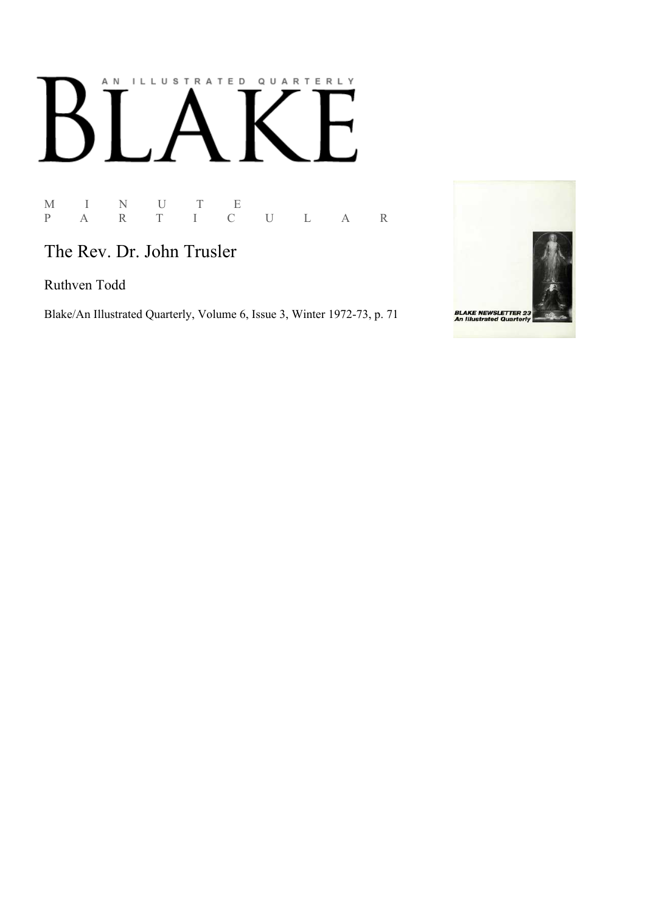AN ILLUSTRATED QUARTERLY

# BLAKE

M I N U T E
P A R T I C U L A R

## The Rev. Dr. John Trusler

Ruthven Todd

Blake/An Illustrated Quarterly, Volume 6, Issue 3, Winter 1972-73, p. 71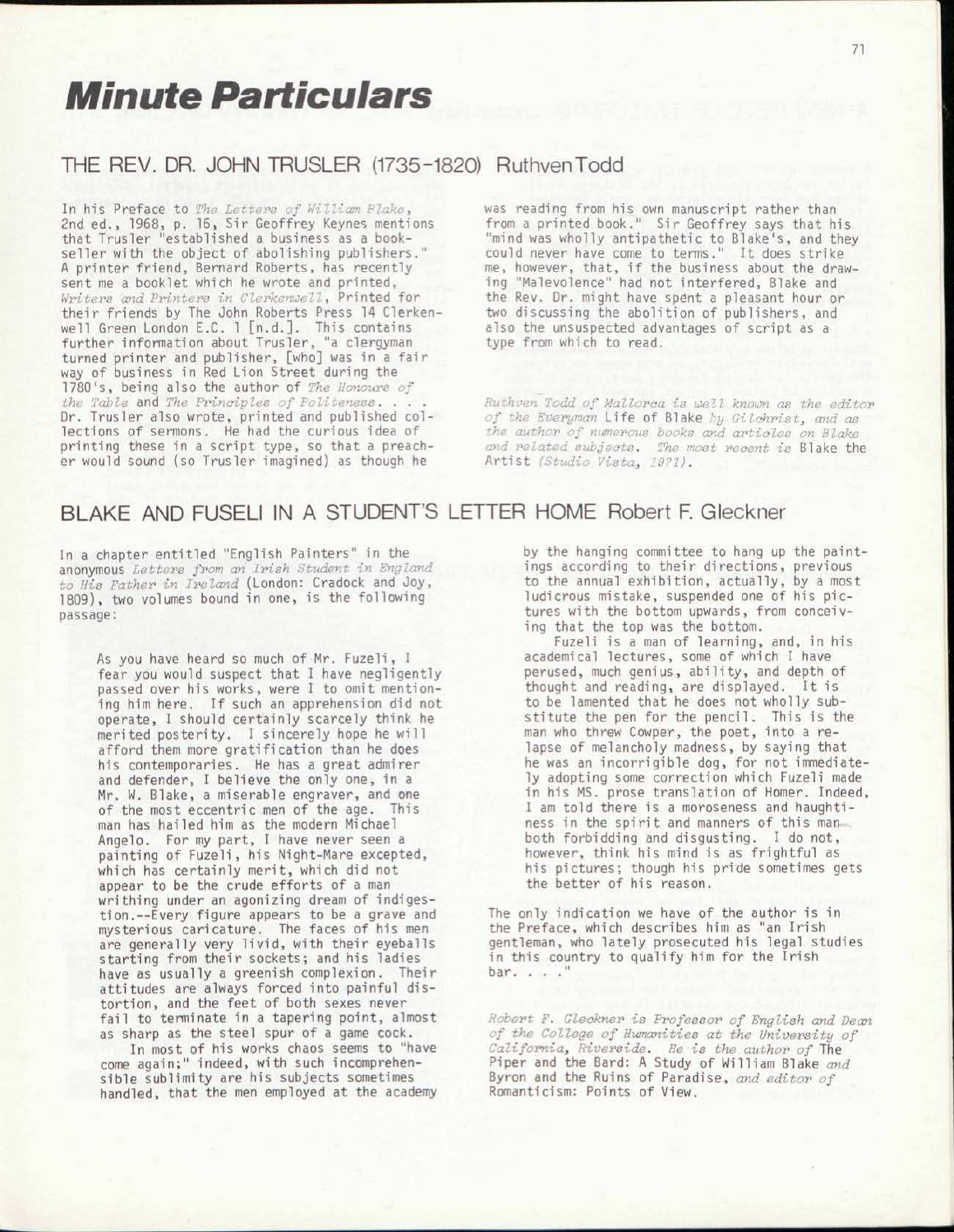# Minute Particulars

## THE REV. DR. JOHN TRUSLER (1735-1820) Ruthven Todd

In his Preface to *The Letters of William Blake*, 2nd ed., 1968, p. 16, Sir Geoffrey Keynes mentions that Trusler "established a business as a book-seller with the object of abolishing publishers." A printer friend, Bernard Roberts, has recently sent me a booklet which he wrote and printed, *Writers and Printers in Clerkenwell*, Printed for their friends by The John Roberts Press 14 Clerkenwell Green London E.C. 1 [n.d.]. This contains further information about Trusler, "a clergyman turned printer and publisher, [who] was in a fair way of business in Red Lion Street during the 1780's, being also the author of *The Honours of the Table* and *The Principles of Politeness*. . . . Dr. Trusler also wrote, printed and published collections of sermons. He had the curious idea of printing these in a script type, so that a preacher would sound (so Trusler imagined) as though he was reading from his own manuscript rather than from a printed book." Sir Geoffrey says that his "mind was wholly antipathetic to Blake's, and they could never have come to terms." It does strike me, however, that, if the business about the drawing "Malevolence" had not interfered, Blake and the Rev. Dr. might have spent a pleasant hour or two discussing the abolition of publishers, and also the unsuspected advantages of script as a type from which to read.

*Ruthven Todd of Mallorca is well known as the editor of the Everyman* Life of Blake *by Gilchrist, and as the author of numerous books and articles on Blake and related subjects. The most recent is* Blake the Artist *(Studio Vista, 1971).*

## BLAKE AND FUSELI IN A STUDENT'S LETTER HOME Robert F. Gleckner

In a chapter entitled "English Painters" in the anonymous *Letters from an Irish Student in England to His Father in Ireland* (London: Cradock and Joy, 1809), two volumes bound in one, is the following passage:

> As you have heard so much of Mr. Fuzeli, I fear you would suspect that I have negligently passed over his works, were I to omit mentioning him here. If such an apprehension did not operate, I should certainly scarcely think he merited posterity. I sincerely hope he will afford them more gratification than he does his contemporaries. He has a great admirer and defender, I believe the only one, in a Mr. W. Blake, a miserable engraver, and one of the most eccentric men of the age. This man has hailed him as the modern Michael Angelo. For my part, I have never seen a painting of Fuzeli, his Night-Mare excepted, which has certainly merit, which did not appear to be the crude efforts of a man writhing under an agonizing dream of indigestion.--Every figure appears to be a grave and mysterious caricature. The faces of his men are generally very livid, with their eyeballs starting from their sockets; and his ladies have as usually a greenish complexion. Their attitudes are always forced into painful distortion, and the feet of both sexes never fail to terminate in a tapering point, almost as sharp as the steel spur of a game cock.
>
> In most of his works chaos seems to "have come again;" indeed, with such incomprehensible sublimity are his subjects sometimes handled, that the men employed at the academy by the hanging committee to hang up the paintings according to their directions, previous to the annual exhibition, actually, by a most ludicrous mistake, suspended one of his pictures with the bottom upwards, from conceiving that the top was the bottom.
>
> Fuzeli is a man of learning, and, in his academical lectures, some of which I have perused, much genius, ability, and depth of thought and reading, are displayed. It is to be lamented that he does not wholly substitute the pen for the pencil. This is the man who threw Cowper, the poet, into a relapse of melancholy madness, by saying that he was an incorrigible dog, for not immediately adopting some correction which Fuzeli made in his MS. prose translation of Homer. Indeed, I am told there is a moroseness and haughtiness in the spirit and manners of this man both forbidding and disgusting. I do not, however, think his mind is as frightful as his pictures; though his pride sometimes gets the better of his reason.

The only indication we have of the author is in the Preface, which describes him as "an Irish gentleman, who lately prosecuted his legal studies in this country to qualify him for the Irish bar. . . ."

*Robert F. Gleckner is Professor of English and Dean of the College of Humanities at the University of California, Riverside. He is the author of* The Piper and the Bard: A Study of William Blake *and* Byron and the Ruins of Paradise, *and editor of* Romanticism: Points of View.